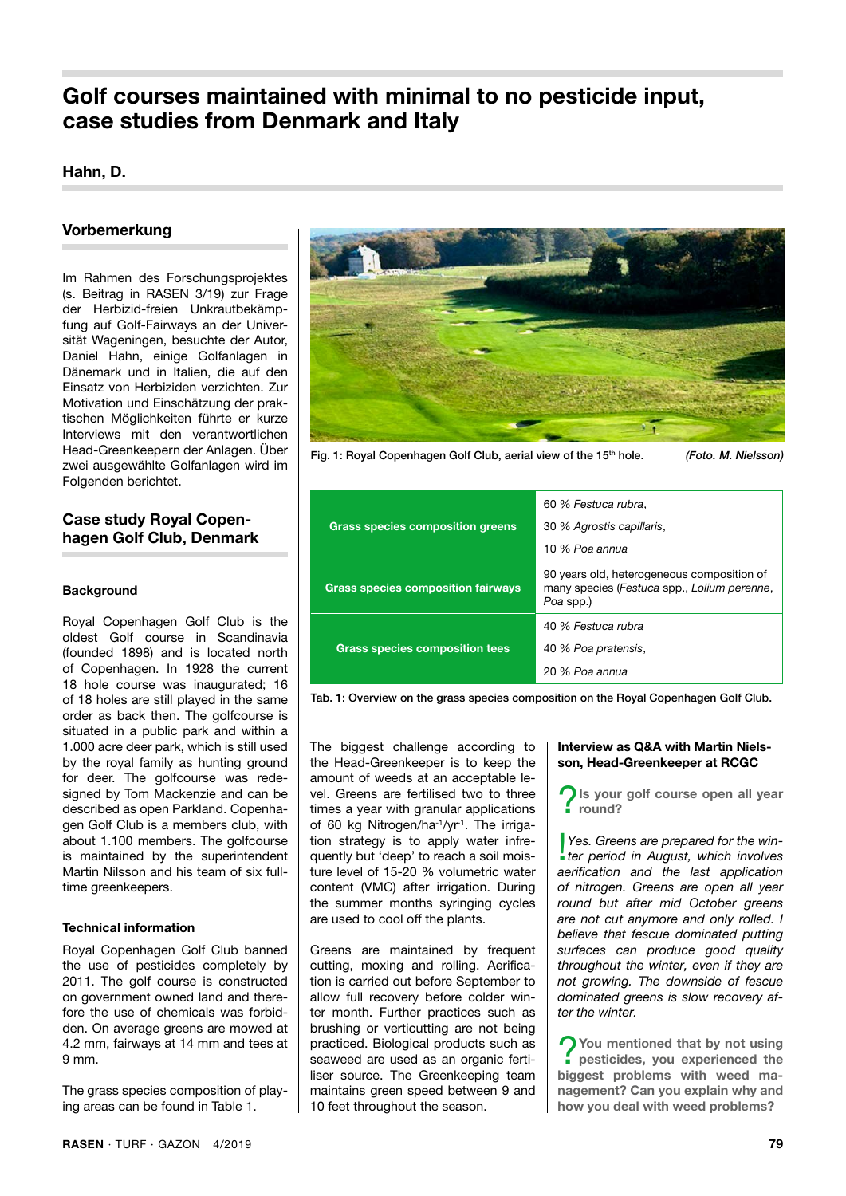# Golf courses maintained with minimal to no pesticide input, case studies from Denmark and Italy

**Hahn, D.**

## Vorbemerkung

Im Rahmen des Forschungsprojektes (s. Beitrag in RASEN 3/19) zur Frage der Herbizid-freien Unkrautbekämpfung auf Golf-Fairways an der Universität Wageningen, besuchte der Autor, Daniel Hahn, einige Golfanlagen in Dänemark und in Italien, die auf den Einsatz von Herbiziden verzichten. Zur Motivation und Einschätzung der praktischen Möglichkeiten führte er kurze Interviews mit den verantwortlichen Head-Greenkeepern der Anlagen. Über zwei ausgewählte Golfanlagen wird im Folgenden berichtet.

## Case study Royal Copenhagen Golf Club, Denmark

### Background

Royal Copenhagen Golf Club is the oldest Golf course in Scandinavia (founded 1898) and is located north of Copenhagen. In 1928 the current 18 hole course was inaugurated; 16 of 18 holes are still played in the same order as back then. The golfcourse is situated in a public park and within a 1.000 acre deer park, which is still used by the royal family as hunting ground for deer. The golfcourse was redesigned by Tom Mackenzie and can be described as open Parkland. Copenhagen Golf Club is a members club, with about 1.100 members. The golfcourse is maintained by the superintendent Martin Nilsson and his team of six full-time greenkeepers.

### Technical information

Royal Copenhagen Golf Club banned the use of pesticides completely by 2011. The golf course is constructed on government owned land and therefore the use of chemicals was forbidden. On average greens are mowed at 4.2 mm, fairways at 14 mm and tees at 9 mm.

The grass species composition of playing areas can be found in Table 1.

Fig. 1: Royal Copenhagen Golf Club, aerial view of the 15th hole. *(Foto. M. Nielsson)*

| | |
|---|---|
| **Grass species composition greens** | 60 % *Festuca rubra*, 30 % *Agrostis capillaris*, 10 % *Poa annua* |
| **Grass species composition fairways** | 90 years old, heterogeneous composition of many species (*Festuca* spp., *Lolium perenne*, *Poa* spp.) |
| **Grass species composition tees** | 40 % *Festuca rubra*, 40 % *Poa pratensis*, 20 % *Poa annua* |

Tab. 1: Overview on the grass species composition on the Royal Copenhagen Golf Club.

The biggest challenge according to the Head-Greenkeeper is to keep the amount of weeds at an acceptable level. Greens are fertilised two to three times a year with granular applications of 60 kg Nitrogen/ha$^{-1}$/yr$^{-1}$. The irrigation strategy is to apply water infrequently but 'deep' to reach a soil moisture level of 15-20 % volumetric water content (VMC) after irrigation. During the summer months syringing cycles are used to cool off the plants.

Greens are maintained by frequent cutting, moxing and rolling. Aerification is carried out before September to allow full recovery before colder winter month. Further practices such as brushing or verticutting are not being practiced. Biological products such as seaweed are used as an organic fertiliser source. The Greenkeeping team maintains green speed between 9 and 10 feet throughout the season.

**Interview as Q&A with Martin Nielsson, Head-Greenkeeper at RCGC**

**? Is your golf course open all year round?**

*! Yes. Greens are prepared for the winter period in August, which involves aerification and the last application of nitrogen. Greens are open all year round but after mid October greens are not cut anymore and only rolled. I believe that fescue dominated putting surfaces can produce good quality throughout the winter, even if they are not growing. The downside of fescue dominated greens is slow recovery after the winter.*

**? You mentioned that by not using pesticides, you experienced the biggest problems with weed management? Can you explain why and how you deal with weed problems?**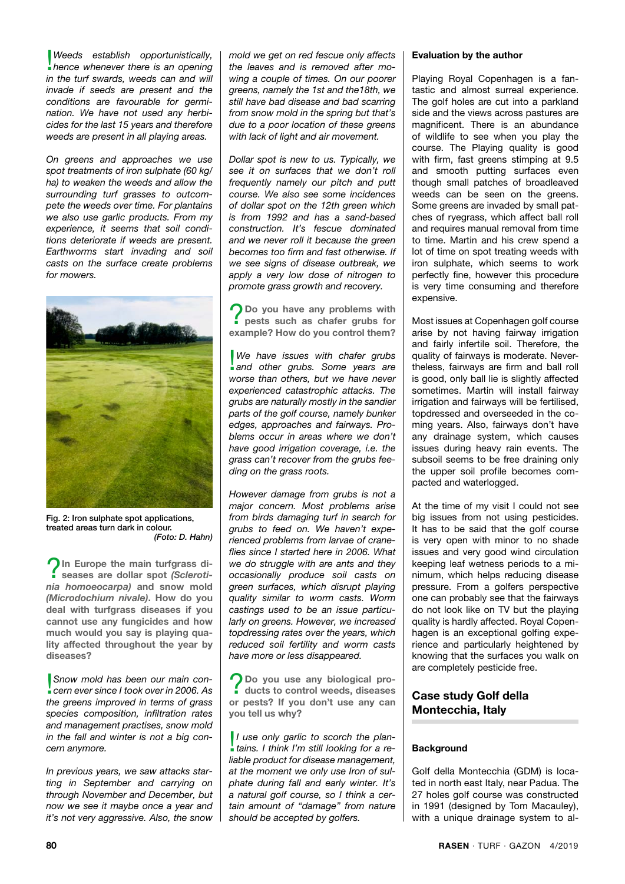*Weeds establish opportunistically, hence whenever there is an opening in the turf swards, weeds can and will invade if seeds are present and the conditions are favourable for germination. We have not used any herbicides for the last 15 years and therefore weeds are present in all playing areas.*

*On greens and approaches we use spot treatments of iron sulphate (60 kg/ha) to weaken the weeds and allow the surrounding turf grasses to outcompete the weeds over time. For plantains we also use garlic products. From my experience, it seems that soil conditions deteriorate if weeds are present. Earthworms start invading and soil casts on the surface create problems for mowers.*

Fig. 2: Iron sulphate spot applications, treated areas turn dark in colour.
*(Foto: D. Hahn)*

**In Europe the main turfgrass diseases are dollar spot *(Sclerotinia homoeocarpa)* and snow mold *(Microdochium nivale)*. How do you deal with turfgrass diseases if you cannot use any fungicides and how much would you say is playing quality affected throughout the year by diseases?**

*Snow mold has been our main concern ever since I took over in 2006. As the greens improved in terms of grass species composition, infiltration rates and management practises, snow mold in the fall and winter is not a big concern anymore.*

*In previous years, we saw attacks starting in September and carrying on through November and December, but now we see it maybe once a year and it's not very aggressive. Also, the snow mold we get on red fescue only affects the leaves and is removed after mowing a couple of times. On our poorer greens, namely the 1st and the18th, we still have bad disease and bad scarring from snow mold in the spring but that's due to a poor location of these greens with lack of light and air movement.*

*Dollar spot is new to us. Typically, we see it on surfaces that we don't roll frequently namely our pitch and putt course. We also see some incidences of dollar spot on the 12th green which is from 1992 and has a sand-based construction. It's fescue dominated and we never roll it because the green becomes too firm and fast otherwise. If we see signs of disease outbreak, we apply a very low dose of nitrogen to promote grass growth and recovery.*

**Do you have any problems with pests such as chafer grubs for example? How do you control them?**

*We have issues with chafer grubs and other grubs. Some years are worse than others, but we have never experienced catastrophic attacks. The grubs are naturally mostly in the sandier parts of the golf course, namely bunker edges, approaches and fairways. Problems occur in areas where we don't have good irrigation coverage, i.e. the grass can't recover from the grubs feeding on the grass roots.*

*However damage from grubs is not a major concern. Most problems arise from birds damaging turf in search for grubs to feed on. We haven't experienced problems from larvae of craneflies since I started here in 2006. What we do struggle with are ants and they occasionally produce soil casts on green surfaces, which disrupt playing quality similar to worm casts. Worm castings used to be an issue particularly on greens. However, we increased topdressing rates over the years, which reduced soil fertility and worm casts have more or less disappeared.*

**Do you use any biological products to control weeds, diseases or pests? If you don't use any can you tell us why?**

*I use only garlic to scorch the plantains. I think I'm still looking for a reliable product for disease management, at the moment we only use Iron of sulphate during fall and early winter. It's a natural golf course, so I think a certain amount of "damage" from nature should be accepted by golfers.*

**Evaluation by the author**

Playing Royal Copenhagen is a fantastic and almost surreal experience. The golf holes are cut into a parkland side and the views across pastures are magnificent. There is an abundance of wildlife to see when you play the course. The Playing quality is good with firm, fast greens stimping at 9.5 and smooth putting surfaces even though small patches of broadleaved weeds can be seen on the greens. Some greens are invaded by small patches of ryegrass, which affect ball roll and requires manual removal from time to time. Martin and his crew spend a lot of time on spot treating weeds with iron sulphate, which seems to work perfectly fine, however this procedure is very time consuming and therefore expensive.

Most issues at Copenhagen golf course arise by not having fairway irrigation and fairly infertile soil. Therefore, the quality of fairways is moderate. Nevertheless, fairways are firm and ball roll is good, only ball lie is slightly affected sometimes. Martin will install fairway irrigation and fairways will be fertilised, topdressed and overseeded in the coming years. Also, fairways don't have any drainage system, which causes issues during heavy rain events. The subsoil seems to be free draining only the upper soil profile becomes compacted and waterlogged.

At the time of my visit I could not see big issues from not using pesticides. It has to be said that the golf course is very open with minor to no shade issues and very good wind circulation keeping leaf wetness periods to a minimum, which helps reducing disease pressure. From a golfers perspective one can probably see that the fairways do not look like on TV but the playing quality is hardly affected. Royal Copenhagen is an exceptional golfing experience and particularly heightened by knowing that the surfaces you walk on are completely pesticide free.

## Case study Golf della Montecchia, Italy

**Background**

Golf della Montecchia (GDM) is located in north east Italy, near Padua. The 27 holes golf course was constructed in 1991 (designed by Tom Macauley), with a unique drainage system to al-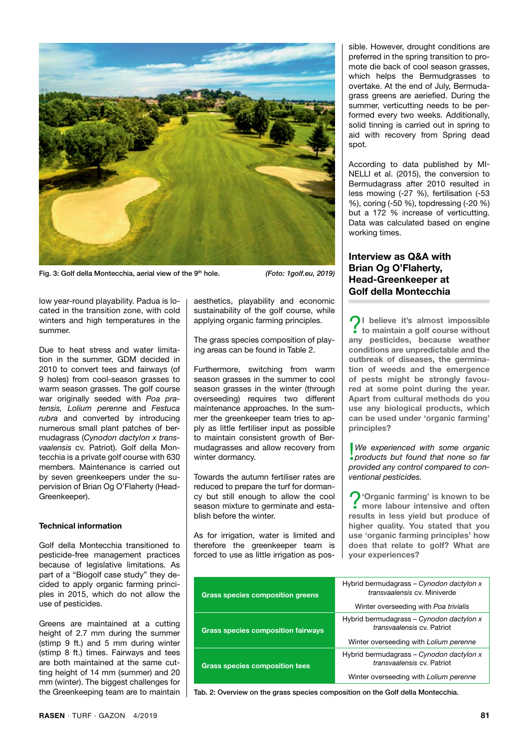Fig. 3: Golf della Montecchia, aerial view of the 9th hole. *(Foto: 1golf.eu, 2019)*

low year-round playability. Padua is located in the transition zone, with cold winters and high temperatures in the summer.

Due to heat stress and water limitation in the summer, GDM decided in 2010 to convert tees and fairways (of 9 holes) from cool-season grasses to warm season grasses. The golf course war originally seeded with *Poa pratensis, Lolium perenne* and *Festuca rubra* and converted by introducing numerous small plant patches of bermudagrass (*Cynodon dactylon x transvaalensis* cv. Patriot). Golf della Montecchia is a private golf course with 630 members. Maintenance is carried out by seven greenkeepers under the supervision of Brian Og O'Flaherty (Head-Greenkeeper).

### Technical information

Golf della Montecchia transitioned to pesticide-free management practices because of legislative limitations. As part of a "Biogolf case study" they decided to apply organic farming principles in 2015, which do not allow the use of pesticides.

Greens are maintained at a cutting height of 2.7 mm during the summer (stimp 9 ft.) and 5 mm during winter (stimp 8 ft.) times. Fairways and tees are both maintained at the same cutting height of 14 mm (summer) and 20 mm (winter). The biggest challenges for the Greenkeeping team are to maintain aesthetics, playability and economic sustainability of the golf course, while applying organic farming principles.

The grass species composition of playing areas can be found in Table 2.

Furthermore, switching from warm season grasses in the summer to cool season grasses in the winter (through overseeding) requires two different maintenance approaches. In the summer the greenkeeper team tries to apply as little fertiliser input as possible to maintain consistent growth of Bermudagrasses and allow recovery from winter dormancy.

Towards the autumn fertiliser rates are reduced to prepare the turf for dormancy but still enough to allow the cool season mixture to germinate and establish before the winter.

As for irrigation, water is limited and therefore the greenkeeper team is forced to use as little irrigation as possible. However, drought conditions are preferred in the spring transition to promote die back of cool season grasses, which helps the Bermudagrasses to overtake. At the end of July, Bermudagrass greens are aeriefied. During the summer, verticutting needs to be performed every two weeks. Additionally, solid tinning is carried out in spring to aid with recovery from Spring dead spot.

According to data published by MINELLI et al. (2015), the conversion to Bermudagrass after 2010 resulted in less mowing (-27 %), fertilisation (-53 %), coring (-50 %), topdressing (-20 %) but a 172 % increase of verticutting. Data was calculated based on engine working times.

| | |
|---|---|
| **Grass species composition greens** | Hybrid bermudagrass – *Cynodon dactylon x transvaalensis* cv. Miniverde<br>Winter overseeding with *Poa trivialis* |
| **Grass species composition fairways** | Hybrid bermudagrass – *Cynodon dactylon x transvaalensis* cv. Patriot<br>Winter overseeding with *Lolium perenne* |
| **Grass species composition tees** | Hybrid bermudagrass – *Cynodon dactylon x transvaalensis* cv. Patriot<br>Winter overseeding with *Lolium perenne* |

Tab. 2: Overview on the grass species composition on the Golf della Montecchia.

## Interview as Q&A with Brian Og O'Flaherty, Head-Greenkeeper at Golf della Montecchia

**?I believe it's almost impossible to maintain a golf course without any pesticides, because weather conditions are unpredictable and the outbreak of diseases, the germination of weeds and the emergence of pests might be strongly favoured at some point during the year. Apart from cultural methods do you use any biological products, which can be used under 'organic farming' principles?**

*!We experienced with some organic products but found that none so far provided any control compared to conventional pesticides.*

**?'Organic farming' is known to be more labour intensive and often results in less yield but produce of higher quality. You stated that you use 'organic farming principles' how does that relate to golf? What are your experiences?**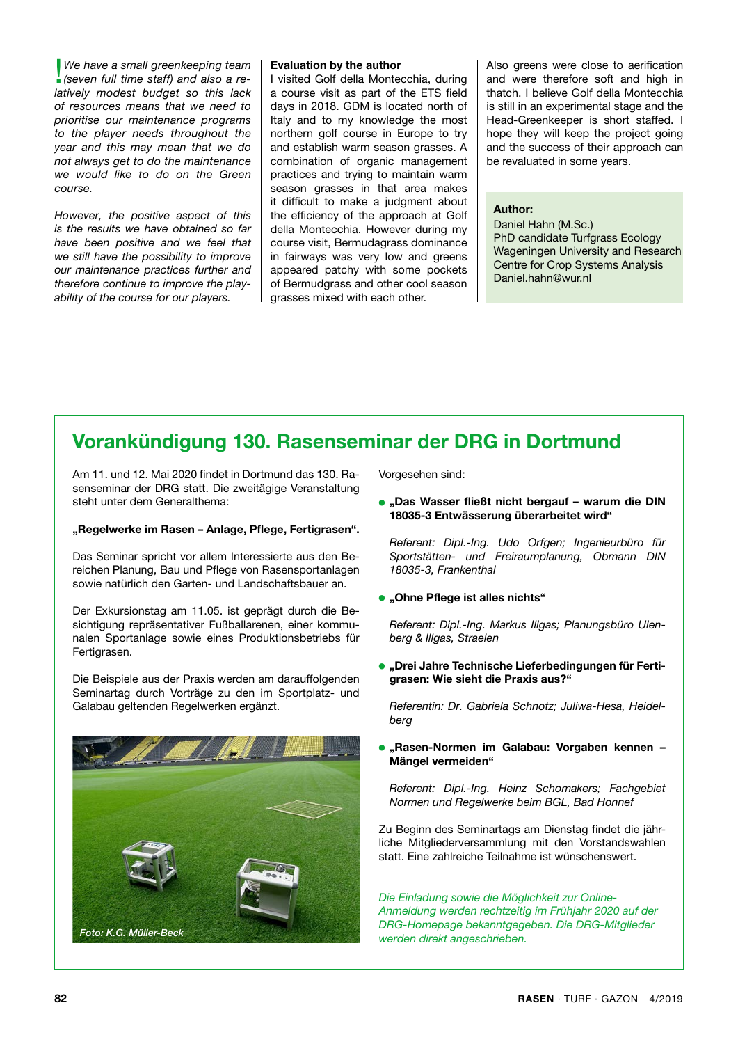*We have a small greenkeeping team (seven full time staff) and also a relatively modest budget so this lack of resources means that we need to prioritise our maintenance programs to the player needs throughout the year and this may mean that we do not always get to do the maintenance we would like to do on the Green course.*

*However, the positive aspect of this is the results we have obtained so far have been positive and we feel that we still have the possibility to improve our maintenance practices further and therefore continue to improve the playability of the course for our players.*

**Evaluation by the author**

I visited Golf della Montecchia, during a course visit as part of the ETS field days in 2018. GDM is located north of Italy and to my knowledge the most northern golf course in Europe to try and establish warm season grasses. A combination of organic management practices and trying to maintain warm season grasses in that area makes it difficult to make a judgment about the efficiency of the approach at Golf della Montecchia. However during my course visit, Bermudagrass dominance in fairways was very low and greens appeared patchy with some pockets of Bermudgrass and other cool season grasses mixed with each other.

Also greens were close to aerification and were therefore soft and high in thatch. I believe Golf della Montecchia is still in an experimental stage and the Head-Greenkeeper is short staffed. I hope they will keep the project going and the success of their approach can be revaluated in some years.

**Author:**
Daniel Hahn (M.Sc.)
PhD candidate Turfgrass Ecology
Wageningen University and Research
Centre for Crop Systems Analysis
Daniel.hahn@wur.nl

## Vorankündigung 130. Rasenseminar der DRG in Dortmund

Am 11. und 12. Mai 2020 findet in Dortmund das 130. Rasenseminar der DRG statt. Die zweitägige Veranstaltung steht unter dem Generalthema:

**„Regelwerke im Rasen – Anlage, Pflege, Fertigrasen".**

Das Seminar spricht vor allem Interessierte aus den Bereichen Planung, Bau und Pflege von Rasensportanlagen sowie natürlich den Garten- und Landschaftsbauer an.

Der Exkursionstag am 11.05. ist geprägt durch die Besichtigung repräsentativer Fußballarenen, einer kommunalen Sportanlage sowie eines Produktionsbetriebs für Fertigrasen.

Die Beispiele aus der Praxis werden am darauffolgenden Seminartag durch Vorträge zu den im Sportplatz- und Galabau geltenden Regelwerken ergänzt.

*Foto: K.G. Müller-Beck*

Vorgesehen sind:

- **„Das Wasser fließt nicht bergauf – warum die DIN 18035-3 Entwässerung überarbeitet wird"**

  *Referent: Dipl.-Ing. Udo Orfgen; Ingenieurbüro für Sportstätten- und Freiraumplanung, Obmann DIN 18035-3, Frankenthal*

- **„Ohne Pflege ist alles nichts"**

  *Referent: Dipl.-Ing. Markus Illgas; Planungsbüro Ulenberg & Illgas, Straelen*

- **„Drei Jahre Technische Lieferbedingungen für Fertigrasen: Wie sieht die Praxis aus?"**

  *Referentin: Dr. Gabriela Schnotz; Juliwa-Hesa, Heidelberg*

- **„Rasen-Normen im Galabau: Vorgaben kennen – Mängel vermeiden"**

  *Referent: Dipl.-Ing. Heinz Schomakers; Fachgebiet Normen und Regelwerke beim BGL, Bad Honnef*

Zu Beginn des Seminartags am Dienstag findet die jährliche Mitgliederversammlung mit den Vorstandswahlen statt. Eine zahlreiche Teilnahme ist wünschenswert.

*Die Einladung sowie die Möglichkeit zur Online-Anmeldung werden rechtzeitig im Frühjahr 2020 auf der DRG-Homepage bekanntgegeben. Die DRG-Mitglieder werden direkt angeschrieben.*